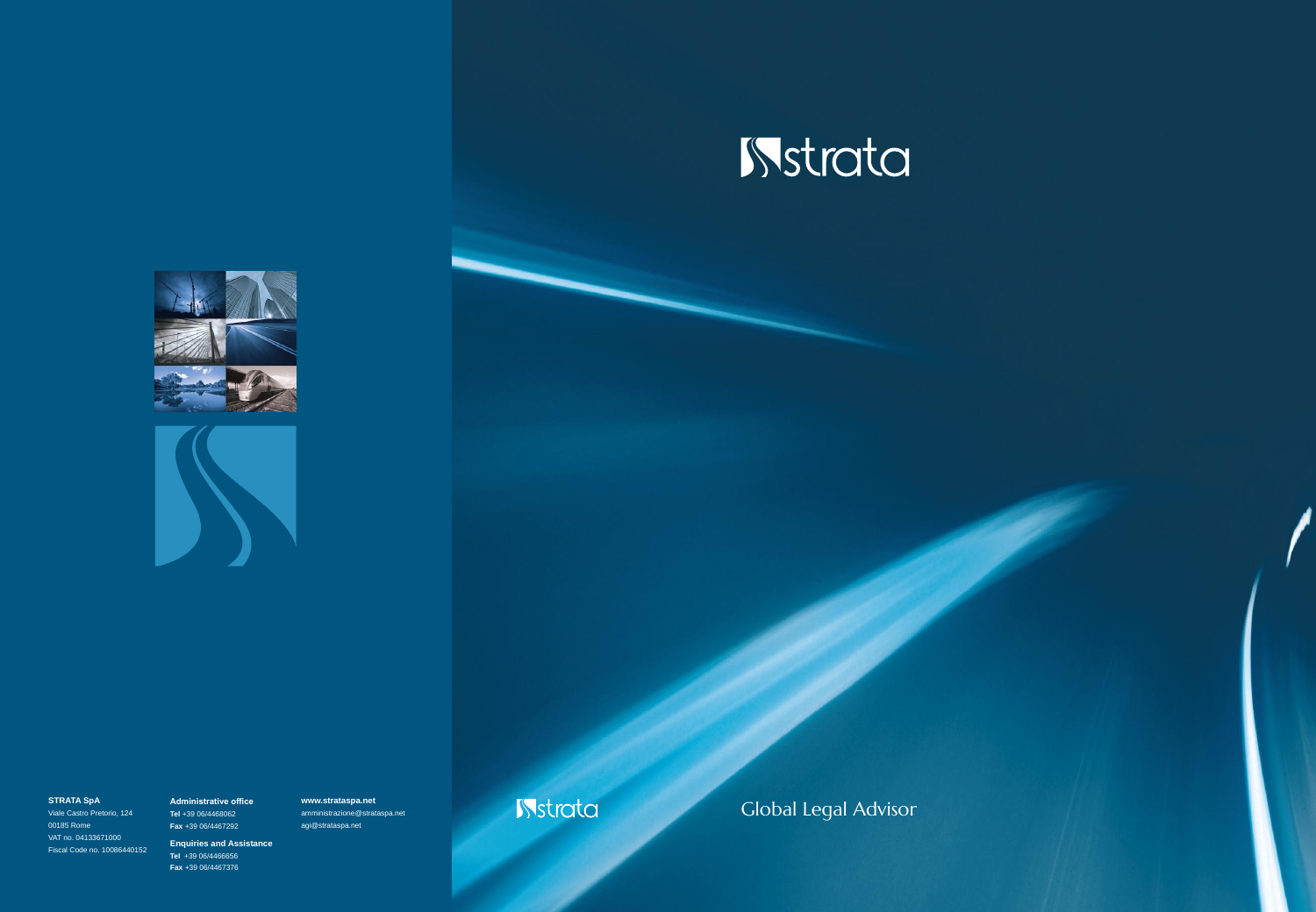# strata

**STRATA SpA**
Viale Castro Pretorio, 124
00185 Rome
VAT no. 04133671000
Fiscal Code no. 10086440152

**Administrative office**
**Tel** +39 06/4468062
**Fax** +39 06/4467292

**Enquiries and Assistance**
**Tel** +39 06/4466656
**Fax** +39 06/4467376

**www.strataspa.net**
amministrazione@strataspa.net
agi@strataspa.net

strata

Global Legal Advisor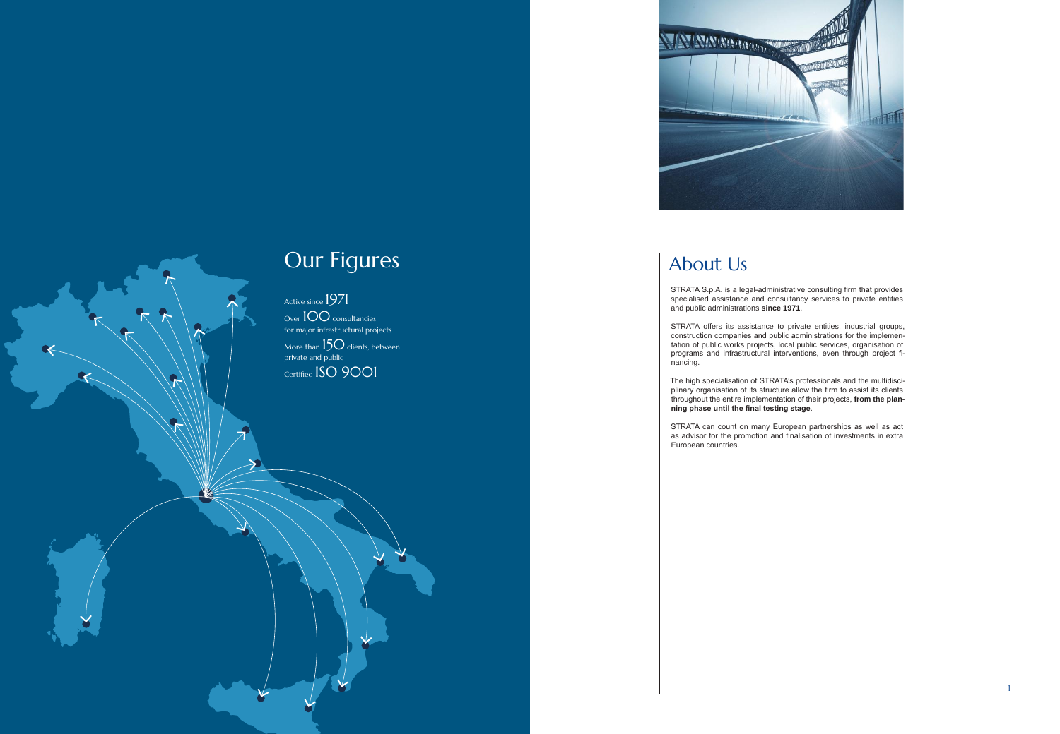## Our Figures

Active since 1971

Over 100 consultancies for major infrastructural projects

More than 150 clients, between private and public

Certified ISO 9001

## About Us

STRATA S.p.A. is a legal-administrative consulting firm that provides specialised assistance and consultancy services to private entities and public administrations **since 1971**.

STRATA offers its assistance to private entities, industrial groups, construction companies and public administrations for the implementation of public works projects, local public services, organisation of programs and infrastructural interventions, even through project financing.

The high specialisation of STRATA's professionals and the multidisciplinary organisation of its structure allow the firm to assist its clients throughout the entire implementation of their projects, **from the planning phase until the final testing stage**.

STRATA can count on many European partnerships as well as act as advisor for the promotion and finalisation of investments in extra European countries.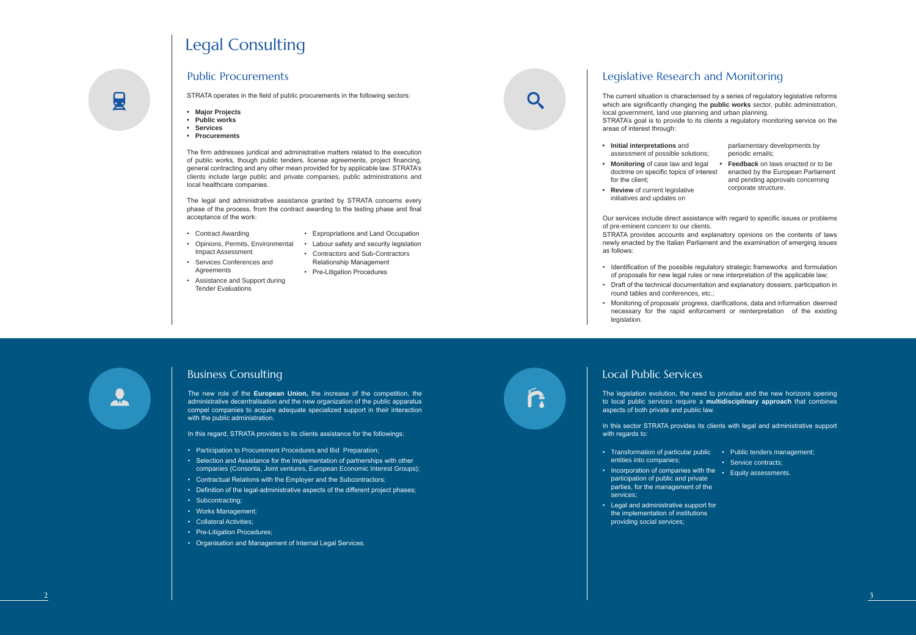# Legal Consulting

## Public Procurements

STRATA operates in the field of public procurements in the following sectors:

- **Major Projects**
- **Public works**
- **Services**
- **Procurements**

The firm addresses juridical and administrative matters related to the execution of public works, though public tenders, license agreements, project financing, general contracting and any other mean provided for by applicable law. STRATA's clients include large public and private companies, public administrations and local healthcare companies.

The legal and administrative assistance granted by STRATA concerns every phase of the process, from the contract awarding to the testing phase and final acceptance of the work:

- Contract Awarding
- Opinions, Permits, Environmental Impact Assessment
- Services Conferences and Agreements
- Assistance and Support during Tender Evaluations
- Expropriations and Land Occupation
- Labour safety and security legislation
- Contractors and Sub-Contractors Relationship Management
- Pre-Litigation Procedures

## Legislative Research and Monitoring

The current situation is characterised by a series of regulatory legislative reforms which are significantly changing the **public works** sector, public administration, local government, land use planning and urban planning.
STRATA's goal is to provide to its clients a regulatory monitoring service on the areas of interest through:

- **Initial interpretations** and assessment of possible solutions;
- **Monitoring** of case law and legal doctrine on specific topics of interest for the client;
- **Review** of current legislative initiatives and updates on parliamentary developments by periodic emails;
- **Feedback** on laws enacted or to be enacted by the European Parliament and pending approvals concerning corporate structure.

Our services include direct assistance with regard to specific issues or problems of pre-eminent concern to our clients.
STRATA provides accounts and explanatory opinions on the contents of laws newly enacted by the Italian Parliament and the examination of emerging issues as follows:

- Identification of the possible regulatory strategic frameworks and formulation of proposals for new legal rules or new interpretation of the applicable law;
- Draft of the technical documentation and explanatory dossiers; participation in round tables and conferences, etc.;
- Monitoring of proposals' progress, clarifications, data and information deemed necessary for the rapid enforcement or reinterpretation of the existing legislation.

## Business Consulting

The new role of the **European Union,** the increase of the competition, the administrative decentralisation and the new organization of the public apparatus compel companies to acquire adequate specialized support in their interaction with the public administration.

In this regard, STRATA provides to its clients assistance for the followings:

- Participation to Procurement Procedures and Bid Preparation;
- Selection and Assistance for the Implementation of partnerships with other companies (Consortia, Joint ventures, European Economic Interest Groups);
- Contractual Relations with the Employer and the Subcontractors;
- Definition of the legal-administrative aspects of the different project phases;
- Subcontracting;
- Works Management;
- Collateral Activities;
- Pre-Litigation Procedures;
- Organisation and Management of Internal Legal Services.

## Local Public Services

The legislation evolution, the need to privatise and the new horizons opening to local public services require a **multidisciplinary approach** that combines aspects of both private and public law.

In this sector STRATA provides its clients with legal and administrative support with regards to:

- Transformation of particular public entities into companies;
- Incorporation of companies with the participation of public and private parties, for the management of the services;
- Legal and administrative support for the implementation of institutions providing social services;
- Public tenders management;
- Service contracts;
- Equity assessments.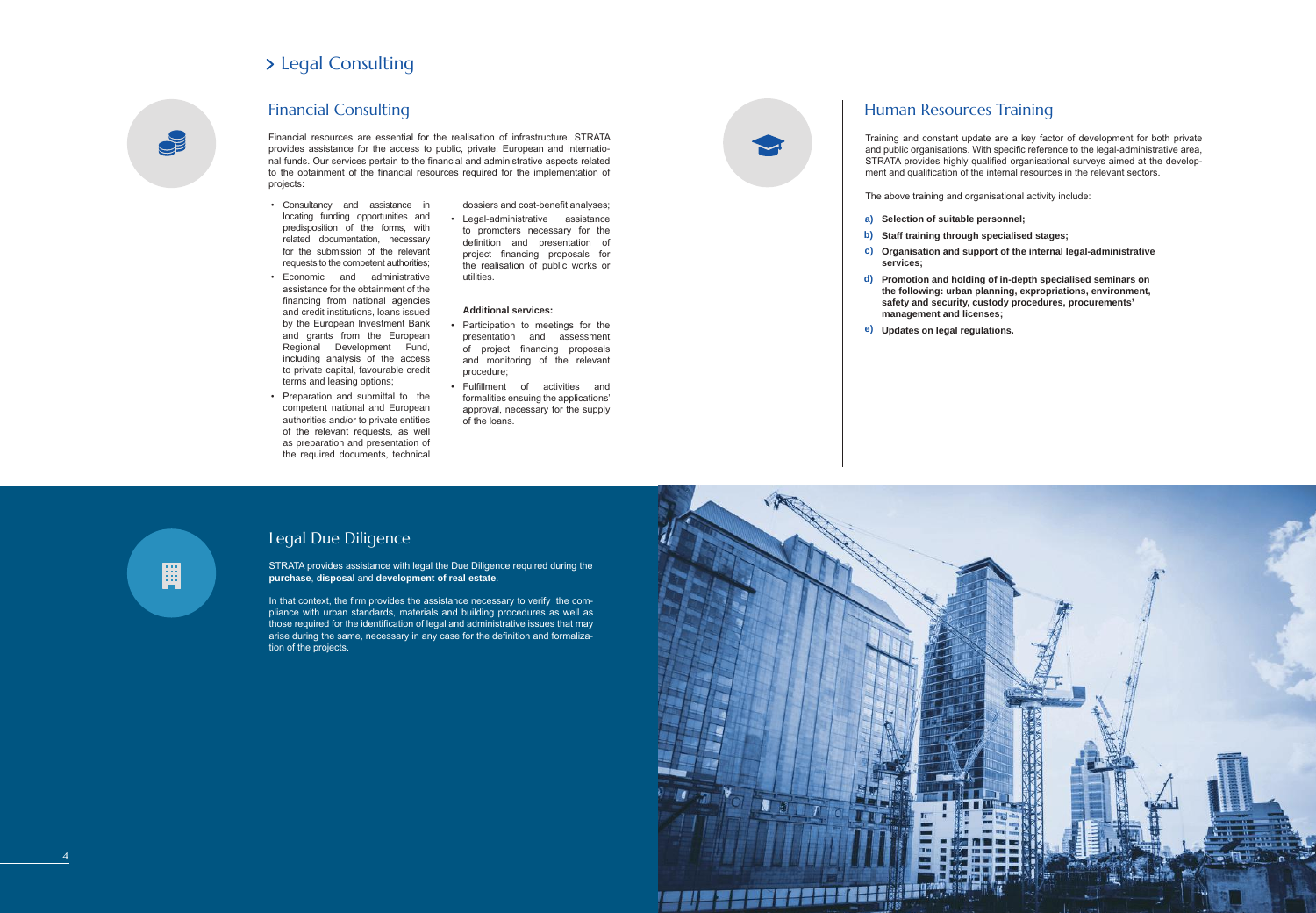# Legal Consulting

## Financial Consulting

Financial resources are essential for the realisation of infrastructure. STRATA provides assistance for the access to public, private, European and international funds. Our services pertain to the financial and administrative aspects related to the obtainment of the financial resources required for the implementation of projects:

- Consultancy and assistance in locating funding opportunities and predisposition of the forms, with related documentation, necessary for the submission of the relevant requests to the competent authorities;
- Economic and administrative assistance for the obtainment of the financing from national agencies and credit institutions, loans issued by the European Investment Bank and grants from the European Regional Development Fund, including analysis of the access to private capital, favourable credit terms and leasing options;
- Preparation and submittal to the competent national and European authorities and/or to private entities of the relevant requests, as well as preparation and presentation of the required documents, technical dossiers and cost-benefit analyses;
- Legal-administrative assistance to promoters necessary for the definition and presentation of project financing proposals for the realisation of public works or utilities.

**Additional services:**

- Participation to meetings for the presentation and assessment of project financing proposals and monitoring of the relevant procedure;
- Fulfillment of activities and formalities ensuing the applications' approval, necessary for the supply of the loans.

## Human Resources Training

Training and constant update are a key factor of development for both private and public organisations. With specific reference to the legal-administrative area, STRATA provides highly qualified organisational surveys aimed at the development and qualification of the internal resources in the relevant sectors.

The above training and organisational activity include:

**a)** **Selection of suitable personnel;**

**b)** **Staff training through specialised stages;**

**c)** **Organisation and support of the internal legal-administrative services;**

**d)** **Promotion and holding of in-depth specialised seminars on the following: urban planning, expropriations, environment, safety and security, custody procedures, procurements' management and licenses;**

**e)** **Updates on legal regulations.**

## Legal Due Diligence

STRATA provides assistance with legal the Due Diligence required during the **purchase**, **disposal** and **development of real estate**.

In that context, the firm provides the assistance necessary to verify the compliance with urban standards, materials and building procedures as well as those required for the identification of legal and administrative issues that may arise during the same, necessary in any case for the definition and formalization of the projects.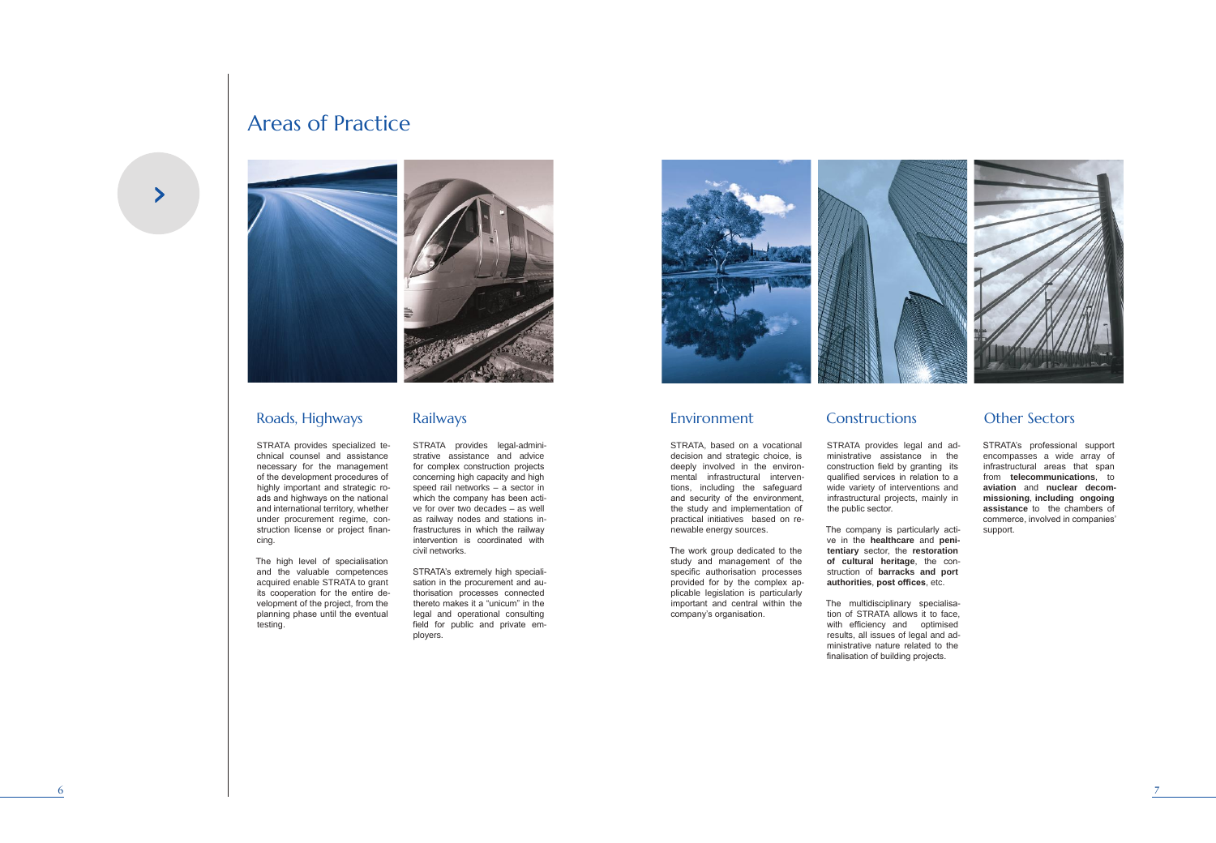# Areas of Practice

## Roads, Highways

STRATA provides specialized technical counsel and assistance necessary for the management of the development procedures of highly important and strategic roads and highways on the national and international territory, whether under procurement regime, construction license or project financing.

The high level of specialisation and the valuable competences acquired enable STRATA to grant its cooperation for the entire development of the project, from the planning phase until the eventual testing.

## Railways

STRATA provides legal-administrative assistance and advice for complex construction projects concerning high capacity and high speed rail networks – a sector in which the company has been active for over two decades – as well as railway nodes and stations infrastructures in which the railway intervention is coordinated with civil networks.

STRATA's extremely high specialisation in the procurement and authorisation processes connected thereto makes it a "unicum" in the legal and operational consulting field for public and private employers.

## Environment

STRATA, based on a vocational decision and strategic choice, is deeply involved in the environmental infrastructural interventions, including the safeguard and security of the environment, the study and implementation of practical initiatives based on renewable energy sources.

The work group dedicated to the study and management of the specific authorisation processes provided for by the complex applicable legislation is particularly important and central within the company's organisation.

## Constructions

STRATA provides legal and administrative assistance in the construction field by granting its qualified services in relation to a wide variety of interventions and infrastructural projects, mainly in the public sector.

The company is particularly active in the **healthcare** and **penitentiary** sector, the **restoration of cultural heritage**, the construction of **barracks and port authorities**, **post offices**, etc.

The multidisciplinary specialisation of STRATA allows it to face, with efficiency and optimised results, all issues of legal and administrative nature related to the finalisation of building projects.

## Other Sectors

STRATA's professional support encompasses a wide array of infrastructural areas that span from **telecommunications**, to **aviation** and **nuclear decommissioning**, **including ongoing assistance** to the chambers of commerce, involved in companies' support.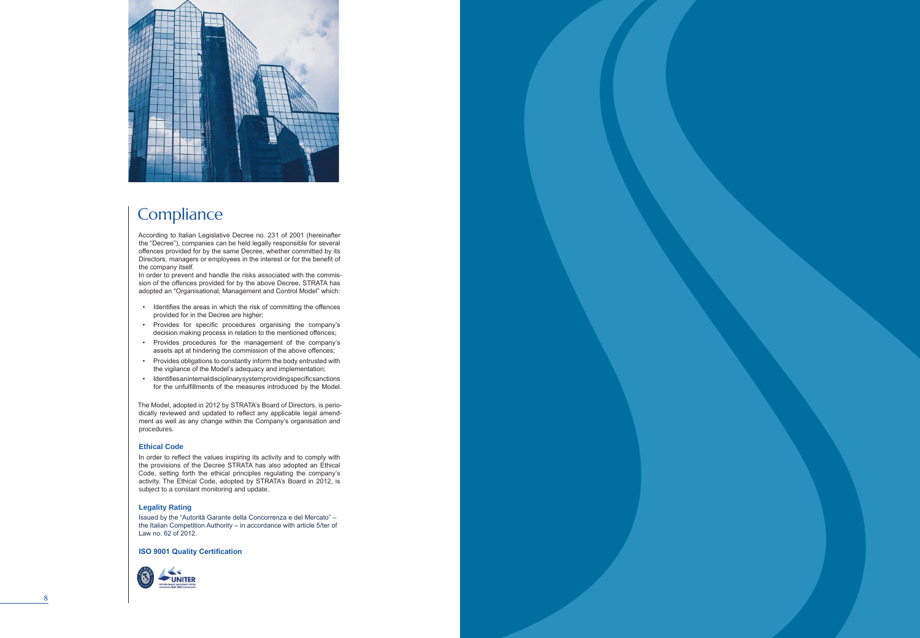# Compliance

According to Italian Legislative Decree no. 231 of 2001 (hereinafter the "Decree"), companies can be held legally responsible for several offences provided for by the same Decree, whether committed by its Directors, managers or employees in the interest or for the benefit of the company itself.

In order to prevent and handle the risks associated with the commission of the offences provided for by the above Decree, STRATA has adopted an "Organisational, Management and Control Model" which:

- Identifies the areas in which the risk of committing the offences provided for in the Decree are higher;
- Provides for specific procedures organising the company's decision making process in relation to the mentioned offences;
- Provides procedures for the management of the company's assets apt at hindering the commission of the above offences;
- Provides obligations to constantly inform the body entrusted with the vigilance of the Model's adequacy and implementation;
- Identifies an internal disciplinary system providing specific sanctions for the unfulfillments of the measures introduced by the Model.

The Model, adopted in 2012 by STRATA's Board of Directors, is periodically reviewed and updated to reflect any applicable legal amendment as well as any change within the Company's organisation and procedures.

### Ethical Code

In order to reflect the values inspiring its activity and to comply with the provisions of the Decree STRATA has also adopted an Ethical Code, setting forth the ethical principles regulating the company's activity. The Ethical Code, adopted by STRATA's Board in 2012, is subject to a constant monitoring and update.

### Legality Rating

Issued by the "Autorità Garante della Concorrenza e del Mercato" – the Italian Competition Authority – in accordance with article 5/ter of Law no. 62 of 2012.

### ISO 9001 Quality Certification

UNITER